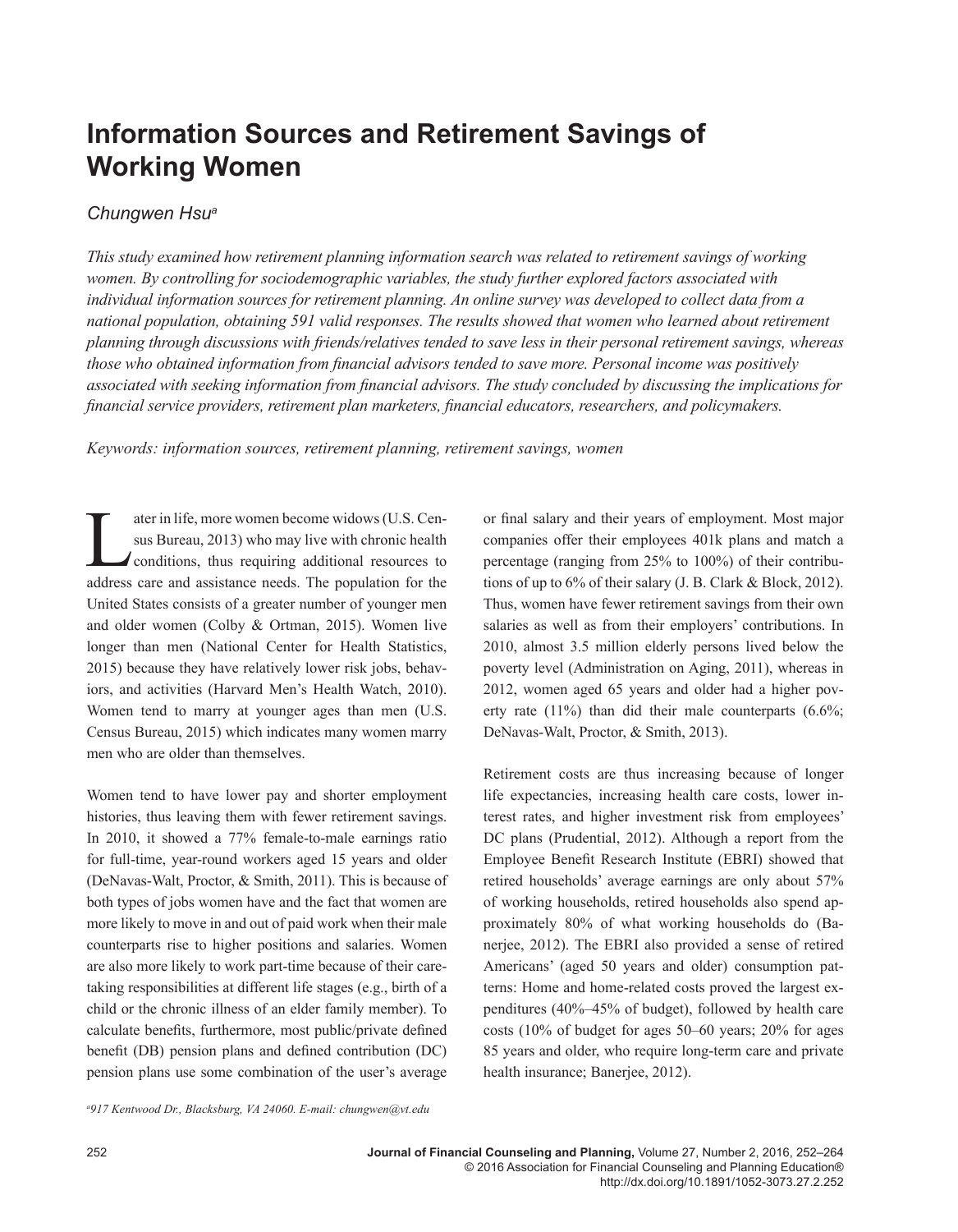# Information Sources and Retirement Savings of Working Women

*Chungwen Hsu*[a]

*This study examined how retirement planning information search was related to retirement savings of working women. By controlling for sociodemographic variables, the study further explored factors associated with individual information sources for retirement planning. An online survey was developed to collect data from a national population, obtaining 591 valid responses. The results showed that women who learned about retirement planning through discussions with friends/relatives tended to save less in their personal retirement savings, whereas those who obtained information from financial advisors tended to save more. Personal income was positively associated with seeking information from financial advisors. The study concluded by discussing the implications for financial service providers, retirement plan marketers, financial educators, researchers, and policymakers.*

*Keywords: information sources, retirement planning, retirement savings, women*

Later in life, more women become widows (U.S. Census Bureau, 2013) who may live with chronic health conditions, thus requiring additional resources to address care and assistance needs. The population for the United States consists of a greater number of younger men and older women (Colby & Ortman, 2015). Women live longer than men (National Center for Health Statistics, 2015) because they have relatively lower risk jobs, behaviors, and activities (Harvard Men's Health Watch, 2010). Women tend to marry at younger ages than men (U.S. Census Bureau, 2015) which indicates many women marry men who are older than themselves.

Women tend to have lower pay and shorter employment histories, thus leaving them with fewer retirement savings. In 2010, it showed a 77% female-to-male earnings ratio for full-time, year-round workers aged 15 years and older (DeNavas-Walt, Proctor, & Smith, 2011). This is because of both types of jobs women have and the fact that women are more likely to move in and out of paid work when their male counterparts rise to higher positions and salaries. Women are also more likely to work part-time because of their caretaking responsibilities at different life stages (e.g., birth of a child or the chronic illness of an elder family member). To calculate benefits, furthermore, most public/private defined benefit (DB) pension plans and defined contribution (DC) pension plans use some combination of the user's average or final salary and their years of employment. Most major companies offer their employees 401k plans and match a percentage (ranging from 25% to 100%) of their contributions of up to 6% of their salary (J. B. Clark & Block, 2012). Thus, women have fewer retirement savings from their own salaries as well as from their employers' contributions. In 2010, almost 3.5 million elderly persons lived below the poverty level (Administration on Aging, 2011), whereas in 2012, women aged 65 years and older had a higher poverty rate (11%) than did their male counterparts (6.6%; DeNavas-Walt, Proctor, & Smith, 2013).

Retirement costs are thus increasing because of longer life expectancies, increasing health care costs, lower interest rates, and higher investment risk from employees' DC plans (Prudential, 2012). Although a report from the Employee Benefit Research Institute (EBRI) showed that retired households' average earnings are only about 57% of working households, retired households also spend approximately 80% of what working households do (Banerjee, 2012). The EBRI also provided a sense of retired Americans' (aged 50 years and older) consumption patterns: Home and home-related costs proved the largest expenditures (40%–45% of budget), followed by health care costs (10% of budget for ages 50–60 years; 20% for ages 85 years and older, who require long-term care and private health insurance; Banerjee, 2012).

[a]917 Kentwood Dr., Blacksburg, VA 24060. E-mail: chungwen@vt.edu

© 2016 Association for Financial Counseling and Planning Education®
http://dx.doi.org/10.1891/1052-3073.27.2.252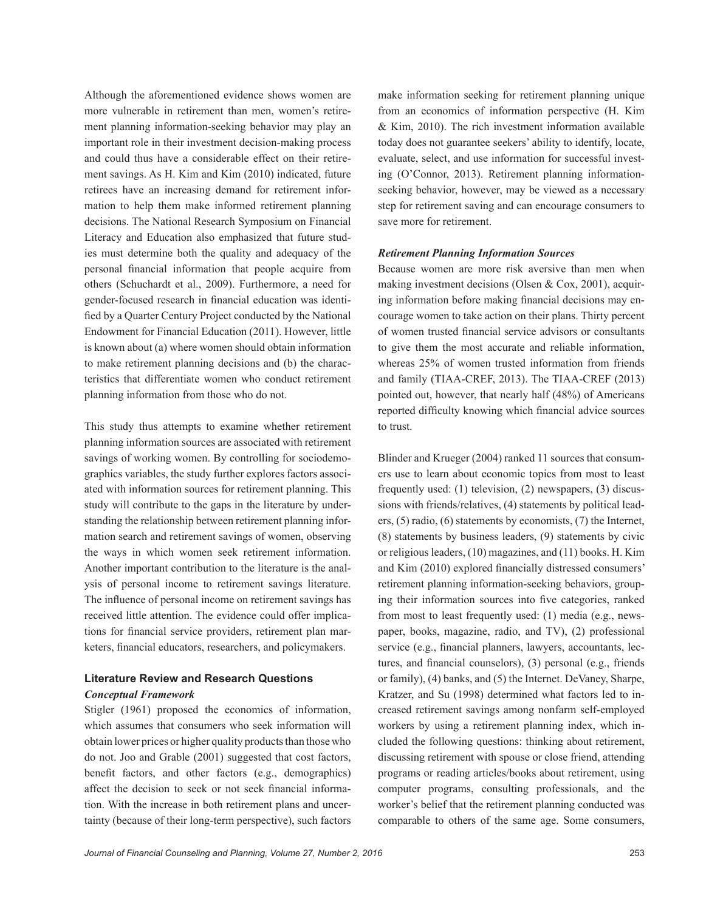Although the aforementioned evidence shows women are more vulnerable in retirement than men, women's retirement planning information-seeking behavior may play an important role in their investment decision-making process and could thus have a considerable effect on their retirement savings. As H. Kim and Kim (2010) indicated, future retirees have an increasing demand for retirement information to help them make informed retirement planning decisions. The National Research Symposium on Financial Literacy and Education also emphasized that future studies must determine both the quality and adequacy of the personal financial information that people acquire from others (Schuchardt et al., 2009). Furthermore, a need for gender-focused research in financial education was identified by a Quarter Century Project conducted by the National Endowment for Financial Education (2011). However, little is known about (a) where women should obtain information to make retirement planning decisions and (b) the characteristics that differentiate women who conduct retirement planning information from those who do not.

This study thus attempts to examine whether retirement planning information sources are associated with retirement savings of working women. By controlling for sociodemographics variables, the study further explores factors associated with information sources for retirement planning. This study will contribute to the gaps in the literature by understanding the relationship between retirement planning information search and retirement savings of women, observing the ways in which women seek retirement information. Another important contribution to the literature is the analysis of personal income to retirement savings literature. The influence of personal income on retirement savings has received little attention. The evidence could offer implications for financial service providers, retirement plan marketers, financial educators, researchers, and policymakers.

## Literature Review and Research Questions

### *Conceptual Framework*

Stigler (1961) proposed the economics of information, which assumes that consumers who seek information will obtain lower prices or higher quality products than those who do not. Joo and Grable (2001) suggested that cost factors, benefit factors, and other factors (e.g., demographics) affect the decision to seek or not seek financial information. With the increase in both retirement plans and uncertainty (because of their long-term perspective), such factors make information seeking for retirement planning unique from an economics of information perspective (H. Kim & Kim, 2010). The rich investment information available today does not guarantee seekers' ability to identify, locate, evaluate, select, and use information for successful investing (O'Connor, 2013). Retirement planning information-seeking behavior, however, may be viewed as a necessary step for retirement saving and can encourage consumers to save more for retirement.

### *Retirement Planning Information Sources*

Because women are more risk aversive than men when making investment decisions (Olsen & Cox, 2001), acquiring information before making financial decisions may encourage women to take action on their plans. Thirty percent of women trusted financial service advisors or consultants to give them the most accurate and reliable information, whereas 25% of women trusted information from friends and family (TIAA-CREF, 2013). The TIAA-CREF (2013) pointed out, however, that nearly half (48%) of Americans reported difficulty knowing which financial advice sources to trust.

Blinder and Krueger (2004) ranked 11 sources that consumers use to learn about economic topics from most to least frequently used: (1) television, (2) newspapers, (3) discussions with friends/relatives, (4) statements by political leaders, (5) radio, (6) statements by economists, (7) the Internet, (8) statements by business leaders, (9) statements by civic or religious leaders, (10) magazines, and (11) books. H. Kim and Kim (2010) explored financially distressed consumers' retirement planning information-seeking behaviors, grouping their information sources into five categories, ranked from most to least frequently used: (1) media (e.g., newspaper, books, magazine, radio, and TV), (2) professional service (e.g., financial planners, lawyers, accountants, lectures, and financial counselors), (3) personal (e.g., friends or family), (4) banks, and (5) the Internet. DeVaney, Sharpe, Kratzer, and Su (1998) determined what factors led to increased retirement savings among nonfarm self-employed workers by using a retirement planning index, which included the following questions: thinking about retirement, discussing retirement with spouse or close friend, attending programs or reading articles/books about retirement, using computer programs, consulting professionals, and the worker's belief that the retirement planning conducted was comparable to others of the same age. Some consumers,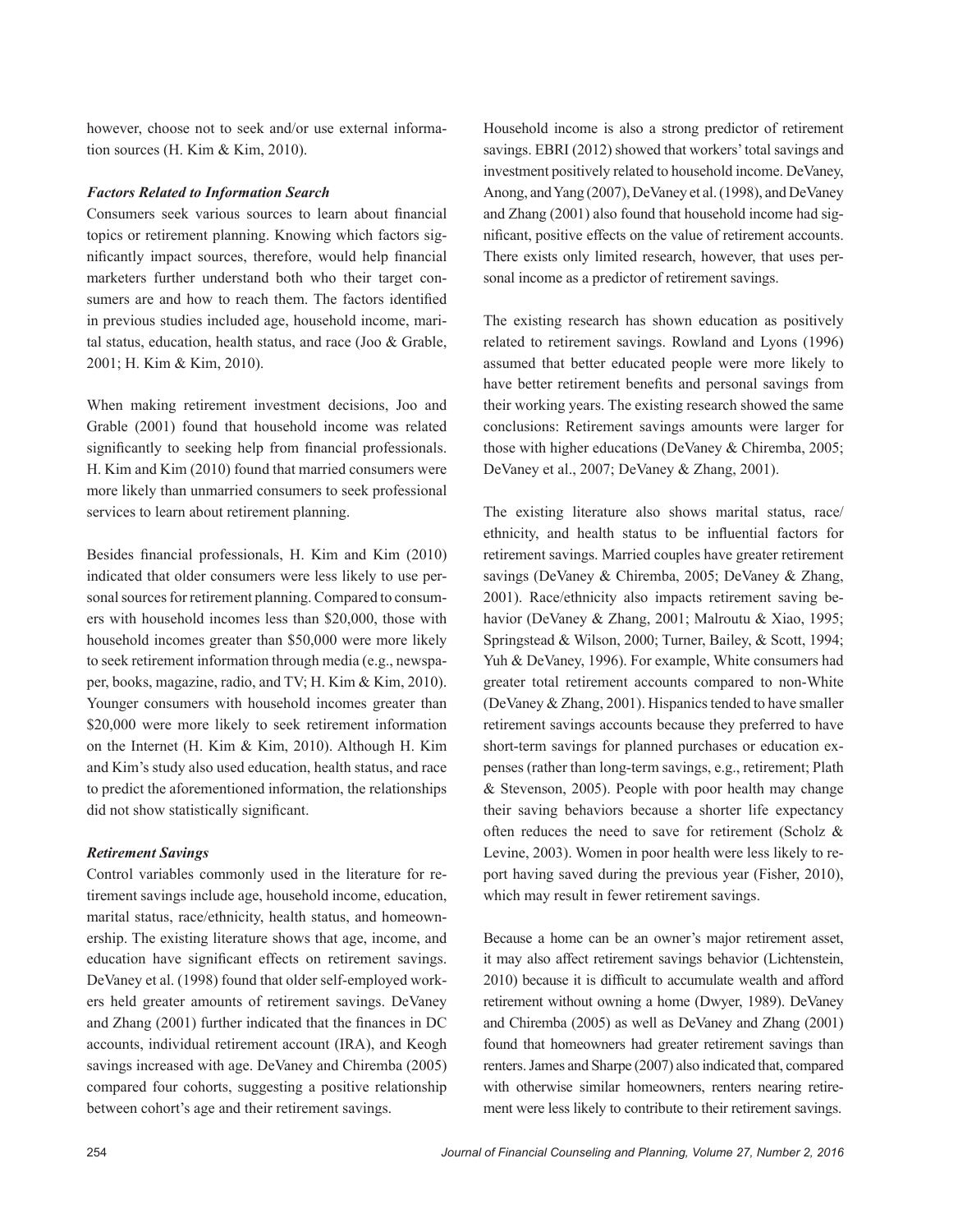however, choose not to seek and/or use external information sources (H. Kim & Kim, 2010).

### *Factors Related to Information Search*

Consumers seek various sources to learn about financial topics or retirement planning. Knowing which factors significantly impact sources, therefore, would help financial marketers further understand both who their target consumers are and how to reach them. The factors identified in previous studies included age, household income, marital status, education, health status, and race (Joo & Grable, 2001; H. Kim & Kim, 2010).

When making retirement investment decisions, Joo and Grable (2001) found that household income was related significantly to seeking help from financial professionals. H. Kim and Kim (2010) found that married consumers were more likely than unmarried consumers to seek professional services to learn about retirement planning.

Besides financial professionals, H. Kim and Kim (2010) indicated that older consumers were less likely to use personal sources for retirement planning. Compared to consumers with household incomes less than $20,000, those with household incomes greater than $50,000 were more likely to seek retirement information through media (e.g., newspaper, books, magazine, radio, and TV; H. Kim & Kim, 2010). Younger consumers with household incomes greater than $20,000 were more likely to seek retirement information on the Internet (H. Kim & Kim, 2010). Although H. Kim and Kim's study also used education, health status, and race to predict the aforementioned information, the relationships did not show statistically significant.

### *Retirement Savings*

Control variables commonly used in the literature for retirement savings include age, household income, education, marital status, race/ethnicity, health status, and homeownership. The existing literature shows that age, income, and education have significant effects on retirement savings. DeVaney et al. (1998) found that older self-employed workers held greater amounts of retirement savings. DeVaney and Zhang (2001) further indicated that the finances in DC accounts, individual retirement account (IRA), and Keogh savings increased with age. DeVaney and Chiremba (2005) compared four cohorts, suggesting a positive relationship between cohort's age and their retirement savings.

Household income is also a strong predictor of retirement savings. EBRI (2012) showed that workers' total savings and investment positively related to household income. DeVaney, Anong, and Yang (2007), DeVaney et al. (1998), and DeVaney and Zhang (2001) also found that household income had significant, positive effects on the value of retirement accounts. There exists only limited research, however, that uses personal income as a predictor of retirement savings.

The existing research has shown education as positively related to retirement savings. Rowland and Lyons (1996) assumed that better educated people were more likely to have better retirement benefits and personal savings from their working years. The existing research showed the same conclusions: Retirement savings amounts were larger for those with higher educations (DeVaney & Chiremba, 2005; DeVaney et al., 2007; DeVaney & Zhang, 2001).

The existing literature also shows marital status, race/ethnicity, and health status to be influential factors for retirement savings. Married couples have greater retirement savings (DeVaney & Chiremba, 2005; DeVaney & Zhang, 2001). Race/ethnicity also impacts retirement saving behavior (DeVaney & Zhang, 2001; Malroutu & Xiao, 1995; Springstead & Wilson, 2000; Turner, Bailey, & Scott, 1994; Yuh & DeVaney, 1996). For example, White consumers had greater total retirement accounts compared to non-White (DeVaney & Zhang, 2001). Hispanics tended to have smaller retirement savings accounts because they preferred to have short-term savings for planned purchases or education expenses (rather than long-term savings, e.g., retirement; Plath & Stevenson, 2005). People with poor health may change their saving behaviors because a shorter life expectancy often reduces the need to save for retirement (Scholz & Levine, 2003). Women in poor health were less likely to report having saved during the previous year (Fisher, 2010), which may result in fewer retirement savings.

Because a home can be an owner's major retirement asset, it may also affect retirement savings behavior (Lichtenstein, 2010) because it is difficult to accumulate wealth and afford retirement without owning a home (Dwyer, 1989). DeVaney and Chiremba (2005) as well as DeVaney and Zhang (2001) found that homeowners had greater retirement savings than renters. James and Sharpe (2007) also indicated that, compared with otherwise similar homeowners, renters nearing retirement were less likely to contribute to their retirement savings.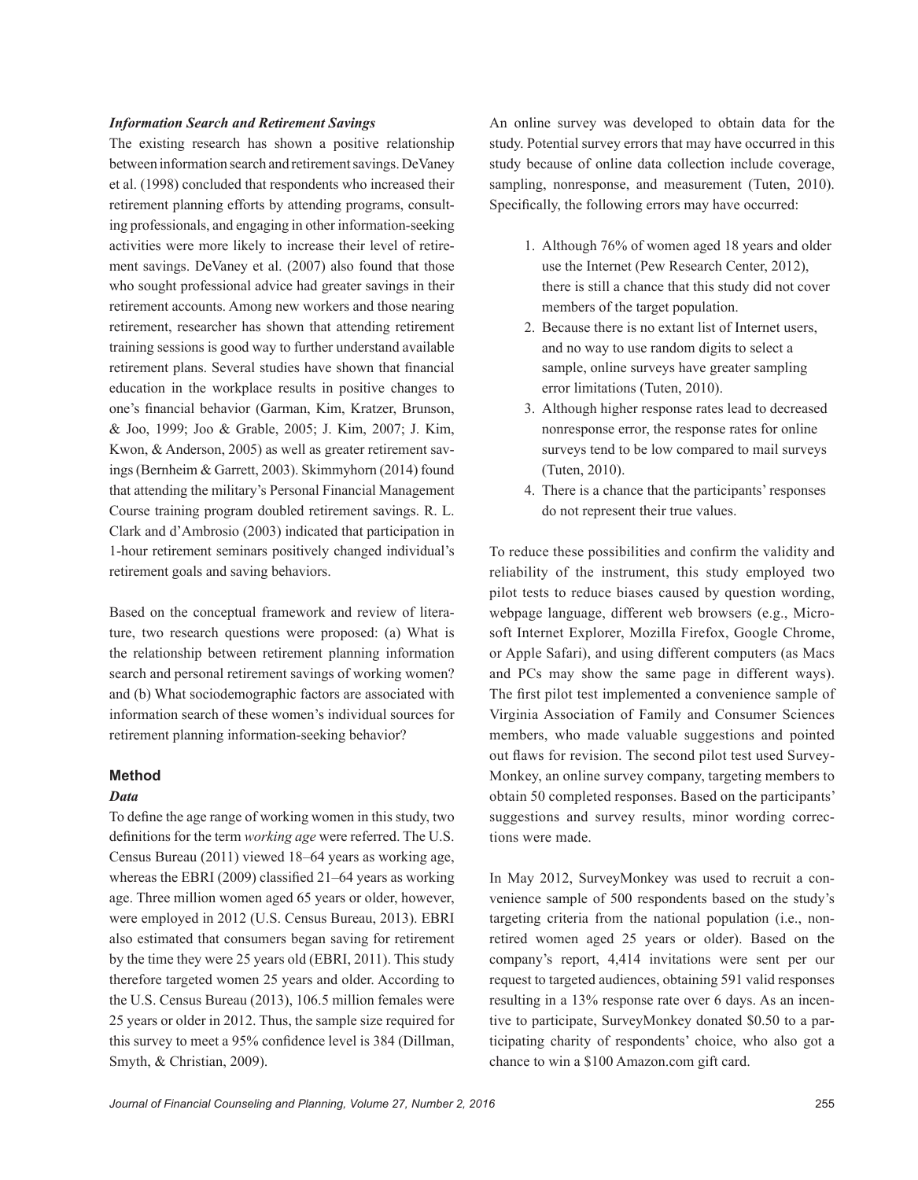### *Information Search and Retirement Savings*

The existing research has shown a positive relationship between information search and retirement savings. DeVaney et al. (1998) concluded that respondents who increased their retirement planning efforts by attending programs, consulting professionals, and engaging in other information-seeking activities were more likely to increase their level of retirement savings. DeVaney et al. (2007) also found that those who sought professional advice had greater savings in their retirement accounts. Among new workers and those nearing retirement, researcher has shown that attending retirement training sessions is good way to further understand available retirement plans. Several studies have shown that financial education in the workplace results in positive changes to one's financial behavior (Garman, Kim, Kratzer, Brunson, & Joo, 1999; Joo & Grable, 2005; J. Kim, 2007; J. Kim, Kwon, & Anderson, 2005) as well as greater retirement savings (Bernheim & Garrett, 2003). Skimmyhorn (2014) found that attending the military's Personal Financial Management Course training program doubled retirement savings. R. L. Clark and d'Ambrosio (2003) indicated that participation in 1-hour retirement seminars positively changed individual's retirement goals and saving behaviors.

Based on the conceptual framework and review of literature, two research questions were proposed: (a) What is the relationship between retirement planning information search and personal retirement savings of working women? and (b) What sociodemographic factors are associated with information search of these women's individual sources for retirement planning information-seeking behavior?

## Method

### *Data*

To define the age range of working women in this study, two definitions for the term *working age* were referred. The U.S. Census Bureau (2011) viewed 18–64 years as working age, whereas the EBRI (2009) classified 21–64 years as working age. Three million women aged 65 years or older, however, were employed in 2012 (U.S. Census Bureau, 2013). EBRI also estimated that consumers began saving for retirement by the time they were 25 years old (EBRI, 2011). This study therefore targeted women 25 years and older. According to the U.S. Census Bureau (2013), 106.5 million females were 25 years or older in 2012. Thus, the sample size required for this survey to meet a 95% confidence level is 384 (Dillman, Smyth, & Christian, 2009).

An online survey was developed to obtain data for the study. Potential survey errors that may have occurred in this study because of online data collection include coverage, sampling, nonresponse, and measurement (Tuten, 2010). Specifically, the following errors may have occurred:

1. Although 76% of women aged 18 years and older use the Internet (Pew Research Center, 2012), there is still a chance that this study did not cover members of the target population.
2. Because there is no extant list of Internet users, and no way to use random digits to select a sample, online surveys have greater sampling error limitations (Tuten, 2010).
3. Although higher response rates lead to decreased nonresponse error, the response rates for online surveys tend to be low compared to mail surveys (Tuten, 2010).
4. There is a chance that the participants' responses do not represent their true values.

To reduce these possibilities and confirm the validity and reliability of the instrument, this study employed two pilot tests to reduce biases caused by question wording, webpage language, different web browsers (e.g., Microsoft Internet Explorer, Mozilla Firefox, Google Chrome, or Apple Safari), and using different computers (as Macs and PCs may show the same page in different ways). The first pilot test implemented a convenience sample of Virginia Association of Family and Consumer Sciences members, who made valuable suggestions and pointed out flaws for revision. The second pilot test used SurveyMonkey, an online survey company, targeting members to obtain 50 completed responses. Based on the participants' suggestions and survey results, minor wording corrections were made.

In May 2012, SurveyMonkey was used to recruit a convenience sample of 500 respondents based on the study's targeting criteria from the national population (i.e., nonretired women aged 25 years or older). Based on the company's report, 4,414 invitations were sent per our request to targeted audiences, obtaining 591 valid responses resulting in a 13% response rate over 6 days. As an incentive to participate, SurveyMonkey donated $0.50 to a participating charity of respondents' choice, who also got a chance to win a $100 Amazon.com gift card.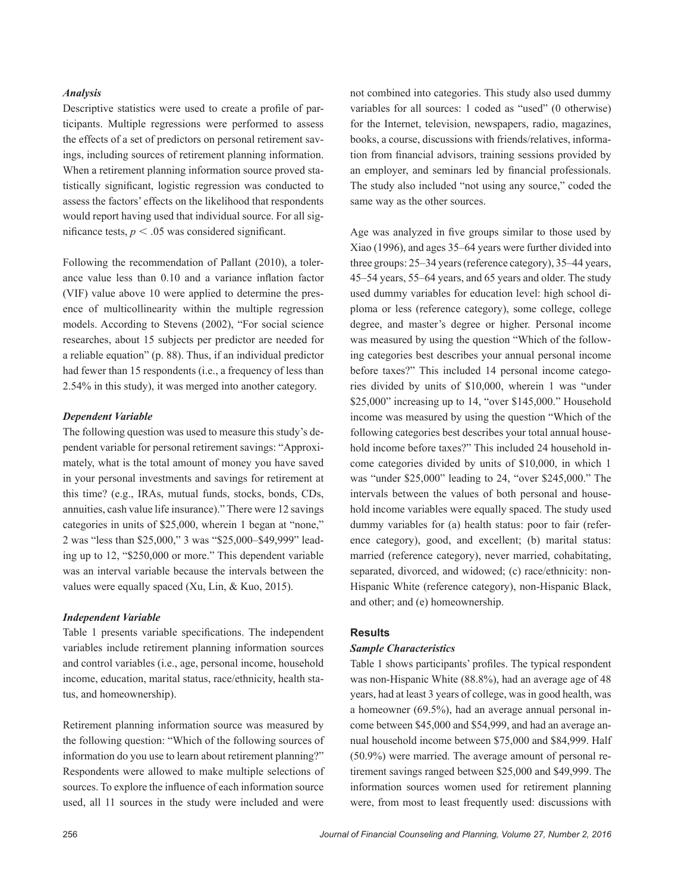### *Analysis*

Descriptive statistics were used to create a profile of participants. Multiple regressions were performed to assess the effects of a set of predictors on personal retirement savings, including sources of retirement planning information. When a retirement planning information source proved statistically significant, logistic regression was conducted to assess the factors' effects on the likelihood that respondents would report having used that individual source. For all significance tests, $p < .05$ was considered significant.

Following the recommendation of Pallant (2010), a tolerance value less than 0.10 and a variance inflation factor (VIF) value above 10 were applied to determine the presence of multicollinearity within the multiple regression models. According to Stevens (2002), "For social science researches, about 15 subjects per predictor are needed for a reliable equation" (p. 88). Thus, if an individual predictor had fewer than 15 respondents (i.e., a frequency of less than 2.54% in this study), it was merged into another category.

### *Dependent Variable*

The following question was used to measure this study's dependent variable for personal retirement savings: "Approximately, what is the total amount of money you have saved in your personal investments and savings for retirement at this time? (e.g., IRAs, mutual funds, stocks, bonds, CDs, annuities, cash value life insurance)." There were 12 savings categories in units of \$25,000, wherein 1 began at "none," 2 was "less than \$25,000," 3 was "\$25,000–\$49,999" leading up to 12, "\$250,000 or more." This dependent variable was an interval variable because the intervals between the values were equally spaced (Xu, Lin, & Kuo, 2015).

### *Independent Variable*

Table 1 presents variable specifications. The independent variables include retirement planning information sources and control variables (i.e., age, personal income, household income, education, marital status, race/ethnicity, health status, and homeownership).

Retirement planning information source was measured by the following question: "Which of the following sources of information do you use to learn about retirement planning?" Respondents were allowed to make multiple selections of sources. To explore the influence of each information source used, all 11 sources in the study were included and were not combined into categories. This study also used dummy variables for all sources: 1 coded as "used" (0 otherwise) for the Internet, television, newspapers, radio, magazines, books, a course, discussions with friends/relatives, information from financial advisors, training sessions provided by an employer, and seminars led by financial professionals. The study also included "not using any source," coded the same way as the other sources.

Age was analyzed in five groups similar to those used by Xiao (1996), and ages 35–64 years were further divided into three groups: 25–34 years (reference category), 35–44 years, 45–54 years, 55–64 years, and 65 years and older. The study used dummy variables for education level: high school diploma or less (reference category), some college, college degree, and master's degree or higher. Personal income was measured by using the question "Which of the following categories best describes your annual personal income before taxes?" This included 14 personal income categories divided by units of \$10,000, wherein 1 was "under \$25,000" increasing up to 14, "over \$145,000." Household income was measured by using the question "Which of the following categories best describes your total annual household income before taxes?" This included 24 household income categories divided by units of \$10,000, in which 1 was "under \$25,000" leading to 24, "over \$245,000." The intervals between the values of both personal and household income variables were equally spaced. The study used dummy variables for (a) health status: poor to fair (reference category), good, and excellent; (b) marital status: married (reference category), never married, cohabitating, separated, divorced, and widowed; (c) race/ethnicity: non-Hispanic White (reference category), non-Hispanic Black, and other; and (e) homeownership.

## Results

### *Sample Characteristics*

Table 1 shows participants' profiles. The typical respondent was non-Hispanic White (88.8%), had an average age of 48 years, had at least 3 years of college, was in good health, was a homeowner (69.5%), had an average annual personal income between \$45,000 and \$54,999, and had an average annual household income between \$75,000 and \$84,999. Half (50.9%) were married. The average amount of personal retirement savings ranged between \$25,000 and \$49,999. The information sources women used for retirement planning were, from most to least frequently used: discussions with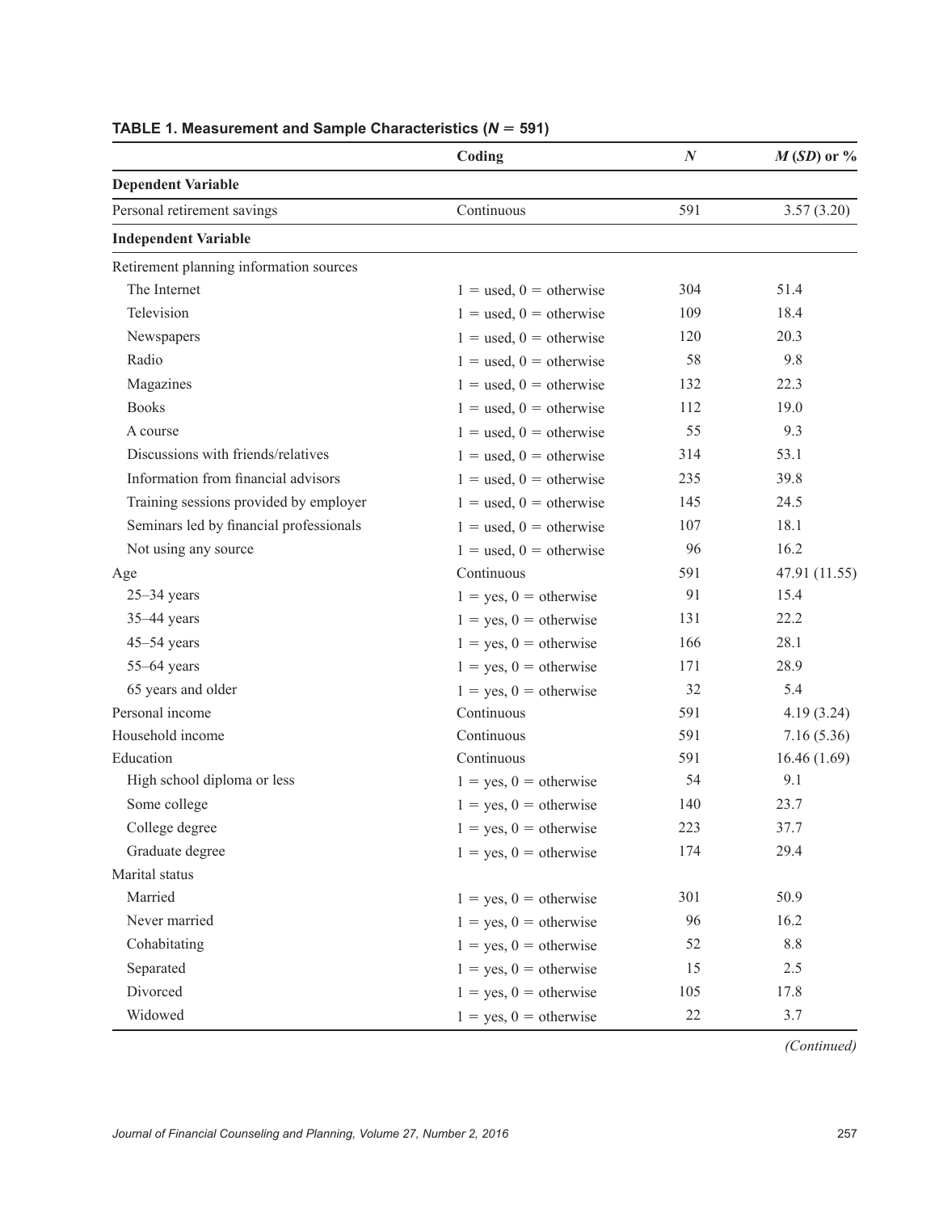**TABLE 1. Measurement and Sample Characteristics ($N$ = 591)**

| | Coding | $N$ | $M$ ($SD$) or % |
|---|---|---|---|
| **Dependent Variable** | | | |
| Personal retirement savings | Continuous | 591 | 3.57 (3.20) |
| **Independent Variable** | | | |
| Retirement planning information sources | | | |
| The Internet | 1 = used, 0 = otherwise | 304 | 51.4 |
| Television | 1 = used, 0 = otherwise | 109 | 18.4 |
| Newspapers | 1 = used, 0 = otherwise | 120 | 20.3 |
| Radio | 1 = used, 0 = otherwise | 58 | 9.8 |
| Magazines | 1 = used, 0 = otherwise | 132 | 22.3 |
| Books | 1 = used, 0 = otherwise | 112 | 19.0 |
| A course | 1 = used, 0 = otherwise | 55 | 9.3 |
| Discussions with friends/relatives | 1 = used, 0 = otherwise | 314 | 53.1 |
| Information from financial advisors | 1 = used, 0 = otherwise | 235 | 39.8 |
| Training sessions provided by employer | 1 = used, 0 = otherwise | 145 | 24.5 |
| Seminars led by financial professionals | 1 = used, 0 = otherwise | 107 | 18.1 |
| Not using any source | 1 = used, 0 = otherwise | 96 | 16.2 |
| Age | Continuous | 591 | 47.91 (11.55) |
| 25–34 years | 1 = yes, 0 = otherwise | 91 | 15.4 |
| 35–44 years | 1 = yes, 0 = otherwise | 131 | 22.2 |
| 45–54 years | 1 = yes, 0 = otherwise | 166 | 28.1 |
| 55–64 years | 1 = yes, 0 = otherwise | 171 | 28.9 |
| 65 years and older | 1 = yes, 0 = otherwise | 32 | 5.4 |
| Personal income | Continuous | 591 | 4.19 (3.24) |
| Household income | Continuous | 591 | 7.16 (5.36) |
| Education | Continuous | 591 | 16.46 (1.69) |
| High school diploma or less | 1 = yes, 0 = otherwise | 54 | 9.1 |
| Some college | 1 = yes, 0 = otherwise | 140 | 23.7 |
| College degree | 1 = yes, 0 = otherwise | 223 | 37.7 |
| Graduate degree | 1 = yes, 0 = otherwise | 174 | 29.4 |
| Marital status | | | |
| Married | 1 = yes, 0 = otherwise | 301 | 50.9 |
| Never married | 1 = yes, 0 = otherwise | 96 | 16.2 |
| Cohabitating | 1 = yes, 0 = otherwise | 52 | 8.8 |
| Separated | 1 = yes, 0 = otherwise | 15 | 2.5 |
| Divorced | 1 = yes, 0 = otherwise | 105 | 17.8 |
| Widowed | 1 = yes, 0 = otherwise | 22 | 3.7 |

*(Continued)*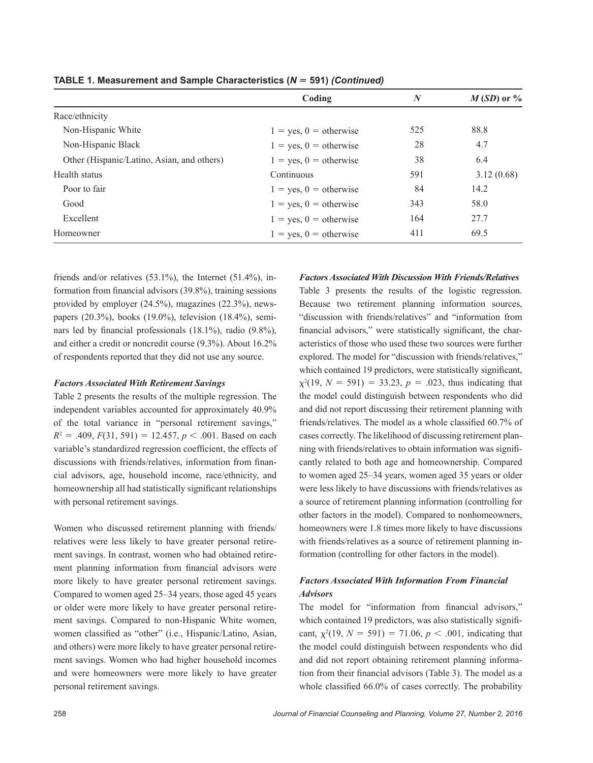**TABLE 1. Measurement and Sample Characteristics ($N$ = 591) *(Continued)***

| | Coding | $N$ | $M$ ($SD$) or % |
|---|---|---|---|
| Race/ethnicity | | | |
| Non-Hispanic White | 1 = yes, 0 = otherwise | 525 | 88.8 |
| Non-Hispanic Black | 1 = yes, 0 = otherwise | 28 | 4.7 |
| Other (Hispanic/Latino, Asian, and others) | 1 = yes, 0 = otherwise | 38 | 6.4 |
| Health status | Continuous | 591 | 3.12 (0.68) |
| Poor to fair | 1 = yes, 0 = otherwise | 84 | 14.2 |
| Good | 1 = yes, 0 = otherwise | 343 | 58.0 |
| Excellent | 1 = yes, 0 = otherwise | 164 | 27.7 |
| Homeowner | 1 = yes, 0 = otherwise | 411 | 69.5 |

friends and/or relatives (53.1%), the Internet (51.4%), information from financial advisors (39.8%), training sessions provided by employer (24.5%), magazines (22.3%), newspapers (20.3%), books (19.0%), television (18.4%), seminars led by financial professionals (18.1%), radio (9.8%), and either a credit or noncredit course (9.3%). About 16.2% of respondents reported that they did not use any source.

### *Factors Associated With Retirement Savings*

Table 2 presents the results of the multiple regression. The independent variables accounted for approximately 40.9% of the total variance in "personal retirement savings," $R^2 = .409$, $F(31, 591) = 12.457$, $p < .001$. Based on each variable's standardized regression coefficient, the effects of discussions with friends/relatives, information from financial advisors, age, household income, race/ethnicity, and homeownership all had statistically significant relationships with personal retirement savings.

Women who discussed retirement planning with friends/relatives were less likely to have greater personal retirement savings. In contrast, women who had obtained retirement planning information from financial advisors were more likely to have greater personal retirement savings. Compared to women aged 25–34 years, those aged 45 years or older were more likely to have greater personal retirement savings. Compared to non-Hispanic White women, women classified as "other" (i.e., Hispanic/Latino, Asian, and others) were more likely to have greater personal retirement savings. Women who had higher household incomes and were homeowners were more likely to have greater personal retirement savings.

### *Factors Associated With Discussion With Friends/Relatives*

Table 3 presents the results of the logistic regression. Because two retirement planning information sources, "discussion with friends/relatives" and "information from financial advisors," were statistically significant, the characteristics of those who used these two sources were further explored. The model for "discussion with friends/relatives," which contained 19 predictors, were statistically significant, $\chi^2(19, N = 591) = 33.23$, $p = .023$, thus indicating that the model could distinguish between respondents who did and did not report discussing their retirement planning with friends/relatives. The model as a whole classified 60.7% of cases correctly. The likelihood of discussing retirement planning with friends/relatives to obtain information was significantly related to both age and homeownership. Compared to women aged 25–34 years, women aged 35 years or older were less likely to have discussions with friends/relatives as a source of retirement planning information (controlling for other factors in the model). Compared to nonhomeowners, homeowners were 1.8 times more likely to have discussions with friends/relatives as a source of retirement planning information (controlling for other factors in the model).

### *Factors Associated With Information From Financial Advisors*

The model for "information from financial advisors," which contained 19 predictors, was also statistically significant, $\chi^2(19, N = 591) = 71.06$, $p < .001$, indicating that the model could distinguish between respondents who did and did not report obtaining retirement planning information from their financial advisors (Table 3). The model as a whole classified 66.0% of cases correctly. The probability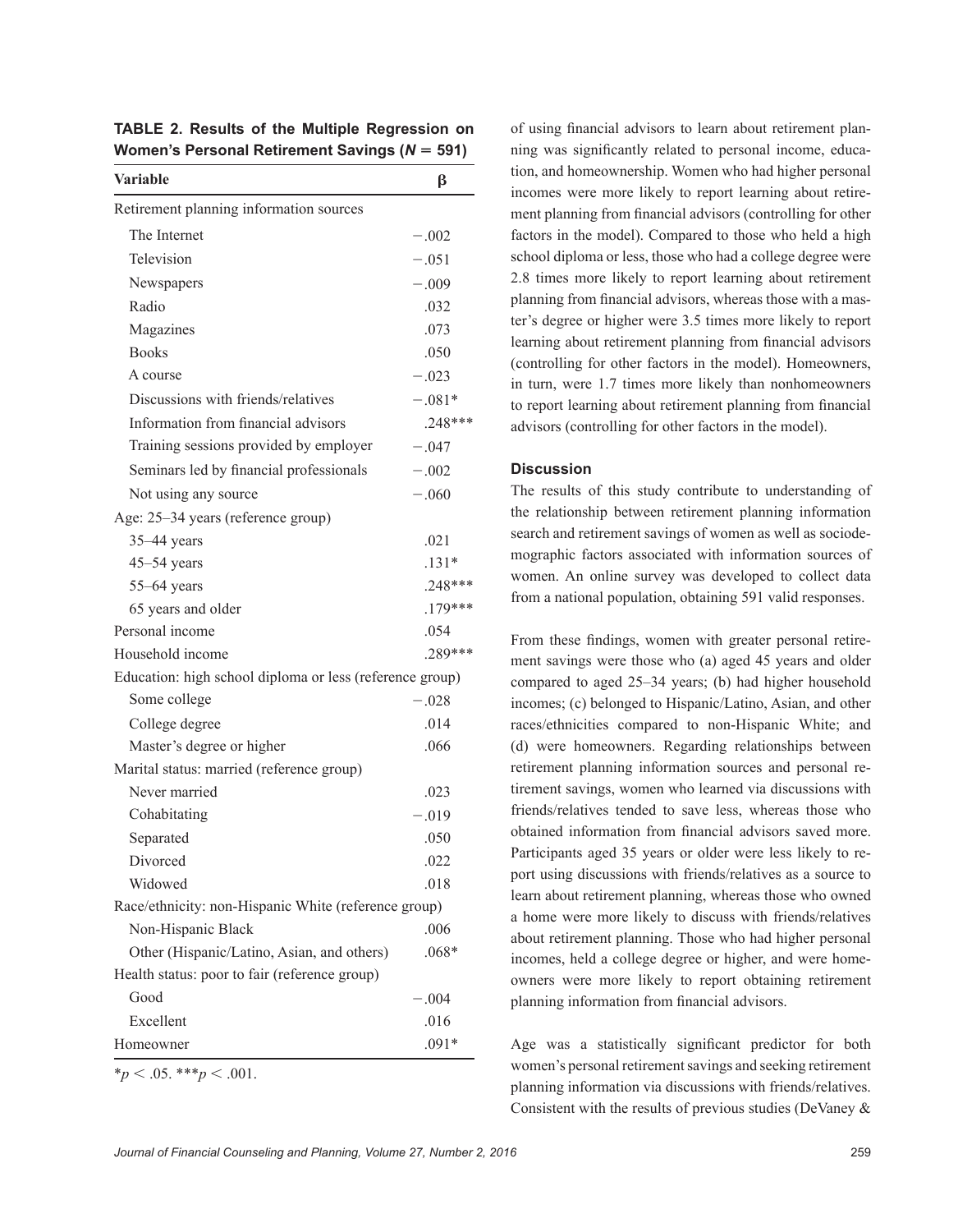**TABLE 2. Results of the Multiple Regression on Women's Personal Retirement Savings ($N = 591$)**

| Variable | β |
|---|---|
| Retirement planning information sources | |
| The Internet | −.002 |
| Television | −.051 |
| Newspapers | −.009 |
| Radio | .032 |
| Magazines | .073 |
| Books | .050 |
| A course | −.023 |
| Discussions with friends/relatives | −.081* |
| Information from financial advisors | .248*** |
| Training sessions provided by employer | −.047 |
| Seminars led by financial professionals | −.002 |
| Not using any source | −.060 |
| Age: 25–34 years (reference group) | |
| 35–44 years | .021 |
| 45–54 years | .131* |
| 55–64 years | .248*** |
| 65 years and older | .179*** |
| Personal income | .054 |
| Household income | .289*** |
| Education: high school diploma or less (reference group) | |
| Some college | −.028 |
| College degree | .014 |
| Master's degree or higher | .066 |
| Marital status: married (reference group) | |
| Never married | .023 |
| Cohabitating | −.019 |
| Separated | .050 |
| Divorced | .022 |
| Widowed | .018 |
| Race/ethnicity: non-Hispanic White (reference group) | |
| Non-Hispanic Black | .006 |
| Other (Hispanic/Latino, Asian, and others) | .068* |
| Health status: poor to fair (reference group) | |
| Good | −.004 |
| Excellent | .016 |
| Homeowner | .091* |

*$p < .05$. ***$p < .001$.

of using financial advisors to learn about retirement planning was significantly related to personal income, education, and homeownership. Women who had higher personal incomes were more likely to report learning about retirement planning from financial advisors (controlling for other factors in the model). Compared to those who held a high school diploma or less, those who had a college degree were 2.8 times more likely to report learning about retirement planning from financial advisors, whereas those with a master's degree or higher were 3.5 times more likely to report learning about retirement planning from financial advisors (controlling for other factors in the model). Homeowners, in turn, were 1.7 times more likely than nonhomeowners to report learning about retirement planning from financial advisors (controlling for other factors in the model).

### Discussion

The results of this study contribute to understanding of the relationship between retirement planning information search and retirement savings of women as well as sociodemographic factors associated with information sources of women. An online survey was developed to collect data from a national population, obtaining 591 valid responses.

From these findings, women with greater personal retirement savings were those who (a) aged 45 years and older compared to aged 25–34 years; (b) had higher household incomes; (c) belonged to Hispanic/Latino, Asian, and other races/ethnicities compared to non-Hispanic White; and (d) were homeowners. Regarding relationships between retirement planning information sources and personal retirement savings, women who learned via discussions with friends/relatives tended to save less, whereas those who obtained information from financial advisors saved more. Participants aged 35 years or older were less likely to report using discussions with friends/relatives as a source to learn about retirement planning, whereas those who owned a home were more likely to discuss with friends/relatives about retirement planning. Those who had higher personal incomes, held a college degree or higher, and were homeowners were more likely to report obtaining retirement planning information from financial advisors.

Age was a statistically significant predictor for both women's personal retirement savings and seeking retirement planning information via discussions with friends/relatives. Consistent with the results of previous studies (DeVaney &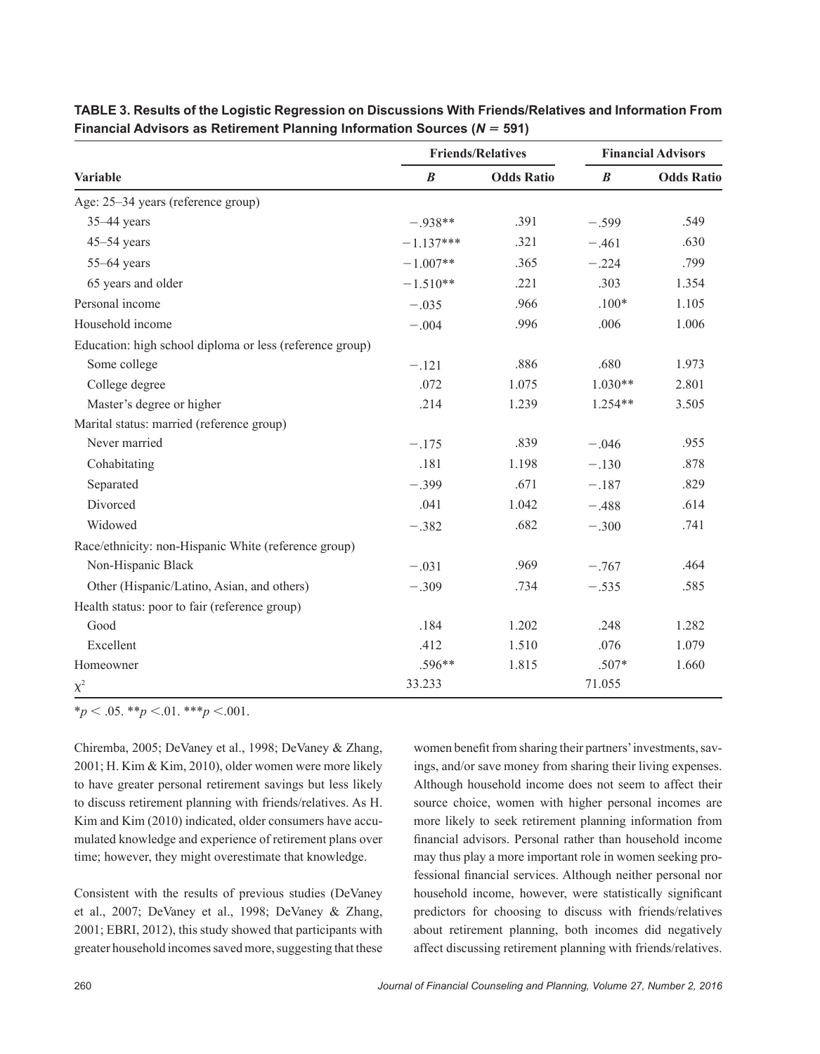**TABLE 3. Results of the Logistic Regression on Discussions With Friends/Relatives and Information From Financial Advisors as Retirement Planning Information Sources ($N = 591$)**

| Variable | Friends/Relatives | | Financial Advisors | |
|---|---|---|---|---|
| | ***B*** | **Odds Ratio** | ***B*** | **Odds Ratio** |
| Age: 25–34 years (reference group) | | | | |
| 35–44 years | −.938** | .391 | −.599 | .549 |
| 45–54 years | −1.137*** | .321 | −.461 | .630 |
| 55–64 years | −1.007** | .365 | −.224 | .799 |
| 65 years and older | −1.510** | .221 | .303 | 1.354 |
| Personal income | −.035 | .966 | .100* | 1.105 |
| Household income | −.004 | .996 | .006 | 1.006 |
| Education: high school diploma or less (reference group) | | | | |
| Some college | −.121 | .886 | .680 | 1.973 |
| College degree | .072 | 1.075 | 1.030** | 2.801 |
| Master's degree or higher | .214 | 1.239 | 1.254** | 3.505 |
| Marital status: married (reference group) | | | | |
| Never married | −.175 | .839 | −.046 | .955 |
| Cohabitating | .181 | 1.198 | −.130 | .878 |
| Separated | −.399 | .671 | −.187 | .829 |
| Divorced | .041 | 1.042 | −.488 | .614 |
| Widowed | −.382 | .682 | −.300 | .741 |
| Race/ethnicity: non-Hispanic White (reference group) | | | | |
| Non-Hispanic Black | −.031 | .969 | −.767 | .464 |
| Other (Hispanic/Latino, Asian, and others) | −.309 | .734 | −.535 | .585 |
| Health status: poor to fair (reference group) | | | | |
| Good | .184 | 1.202 | .248 | 1.282 |
| Excellent | .412 | 1.510 | .076 | 1.079 |
| Homeowner | .596** | 1.815 | .507* | 1.660 |
| $\chi^2$ | 33.233 | | 71.055 | |

*$p < .05$. **$p < .01$. ***$p < .001$.

Chiremba, 2005; DeVaney et al., 1998; DeVaney & Zhang, 2001; H. Kim & Kim, 2010), older women were more likely to have greater personal retirement savings but less likely to discuss retirement planning with friends/relatives. As H. Kim and Kim (2010) indicated, older consumers have accumulated knowledge and experience of retirement plans over time; however, they might overestimate that knowledge.

Consistent with the results of previous studies (DeVaney et al., 2007; DeVaney et al., 1998; DeVaney & Zhang, 2001; EBRI, 2012), this study showed that participants with greater household incomes saved more, suggesting that these women benefit from sharing their partners' investments, savings, and/or save money from sharing their living expenses. Although household income does not seem to affect their source choice, women with higher personal incomes are more likely to seek retirement planning information from financial advisors. Personal rather than household income may thus play a more important role in women seeking professional financial services. Although neither personal nor household income, however, were statistically significant predictors for choosing to discuss with friends/relatives about retirement planning, both incomes did negatively affect discussing retirement planning with friends/relatives.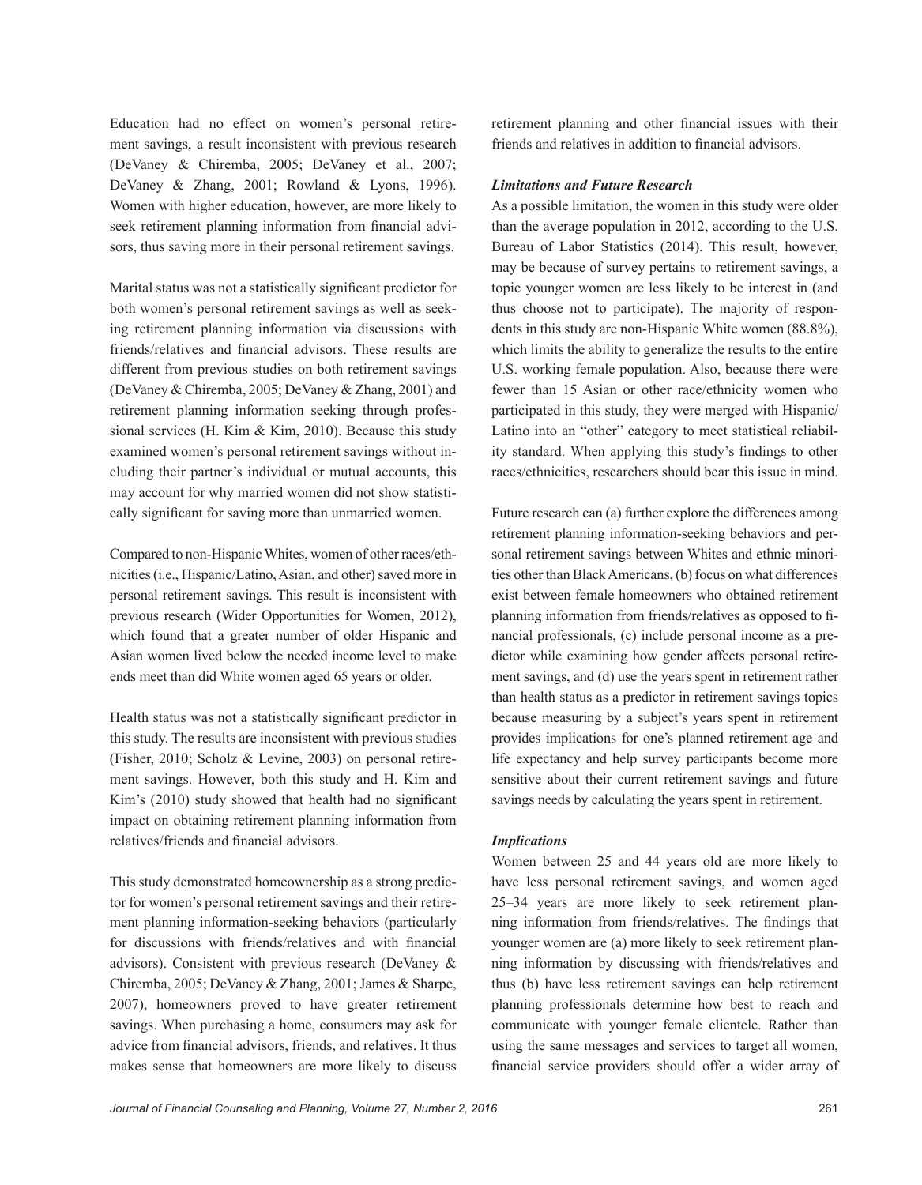Education had no effect on women's personal retirement savings, a result inconsistent with previous research (DeVaney & Chiremba, 2005; DeVaney et al., 2007; DeVaney & Zhang, 2001; Rowland & Lyons, 1996). Women with higher education, however, are more likely to seek retirement planning information from financial advisors, thus saving more in their personal retirement savings.

Marital status was not a statistically significant predictor for both women's personal retirement savings as well as seeking retirement planning information via discussions with friends/relatives and financial advisors. These results are different from previous studies on both retirement savings (DeVaney & Chiremba, 2005; DeVaney & Zhang, 2001) and retirement planning information seeking through professional services (H. Kim & Kim, 2010). Because this study examined women's personal retirement savings without including their partner's individual or mutual accounts, this may account for why married women did not show statistically significant for saving more than unmarried women.

Compared to non-Hispanic Whites, women of other races/ethnicities (i.e., Hispanic/Latino, Asian, and other) saved more in personal retirement savings. This result is inconsistent with previous research (Wider Opportunities for Women, 2012), which found that a greater number of older Hispanic and Asian women lived below the needed income level to make ends meet than did White women aged 65 years or older.

Health status was not a statistically significant predictor in this study. The results are inconsistent with previous studies (Fisher, 2010; Scholz & Levine, 2003) on personal retirement savings. However, both this study and H. Kim and Kim's (2010) study showed that health had no significant impact on obtaining retirement planning information from relatives/friends and financial advisors.

This study demonstrated homeownership as a strong predictor for women's personal retirement savings and their retirement planning information-seeking behaviors (particularly for discussions with friends/relatives and with financial advisors). Consistent with previous research (DeVaney & Chiremba, 2005; DeVaney & Zhang, 2001; James & Sharpe, 2007), homeowners proved to have greater retirement savings. When purchasing a home, consumers may ask for advice from financial advisors, friends, and relatives. It thus makes sense that homeowners are more likely to discuss retirement planning and other financial issues with their friends and relatives in addition to financial advisors.

### *Limitations and Future Research*

As a possible limitation, the women in this study were older than the average population in 2012, according to the U.S. Bureau of Labor Statistics (2014). This result, however, may be because of survey pertains to retirement savings, a topic younger women are less likely to be interest in (and thus choose not to participate). The majority of respondents in this study are non-Hispanic White women (88.8%), which limits the ability to generalize the results to the entire U.S. working female population. Also, because there were fewer than 15 Asian or other race/ethnicity women who participated in this study, they were merged with Hispanic/Latino into an "other" category to meet statistical reliability standard. When applying this study's findings to other races/ethnicities, researchers should bear this issue in mind.

Future research can (a) further explore the differences among retirement planning information-seeking behaviors and personal retirement savings between Whites and ethnic minorities other than Black Americans, (b) focus on what differences exist between female homeowners who obtained retirement planning information from friends/relatives as opposed to financial professionals, (c) include personal income as a predictor while examining how gender affects personal retirement savings, and (d) use the years spent in retirement rather than health status as a predictor in retirement savings topics because measuring by a subject's years spent in retirement provides implications for one's planned retirement age and life expectancy and help survey participants become more sensitive about their current retirement savings and future savings needs by calculating the years spent in retirement.

### *Implications*

Women between 25 and 44 years old are more likely to have less personal retirement savings, and women aged 25–34 years are more likely to seek retirement planning information from friends/relatives. The findings that younger women are (a) more likely to seek retirement planning information by discussing with friends/relatives and thus (b) have less retirement savings can help retirement planning professionals determine how best to reach and communicate with younger female clientele. Rather than using the same messages and services to target all women, financial service providers should offer a wider array of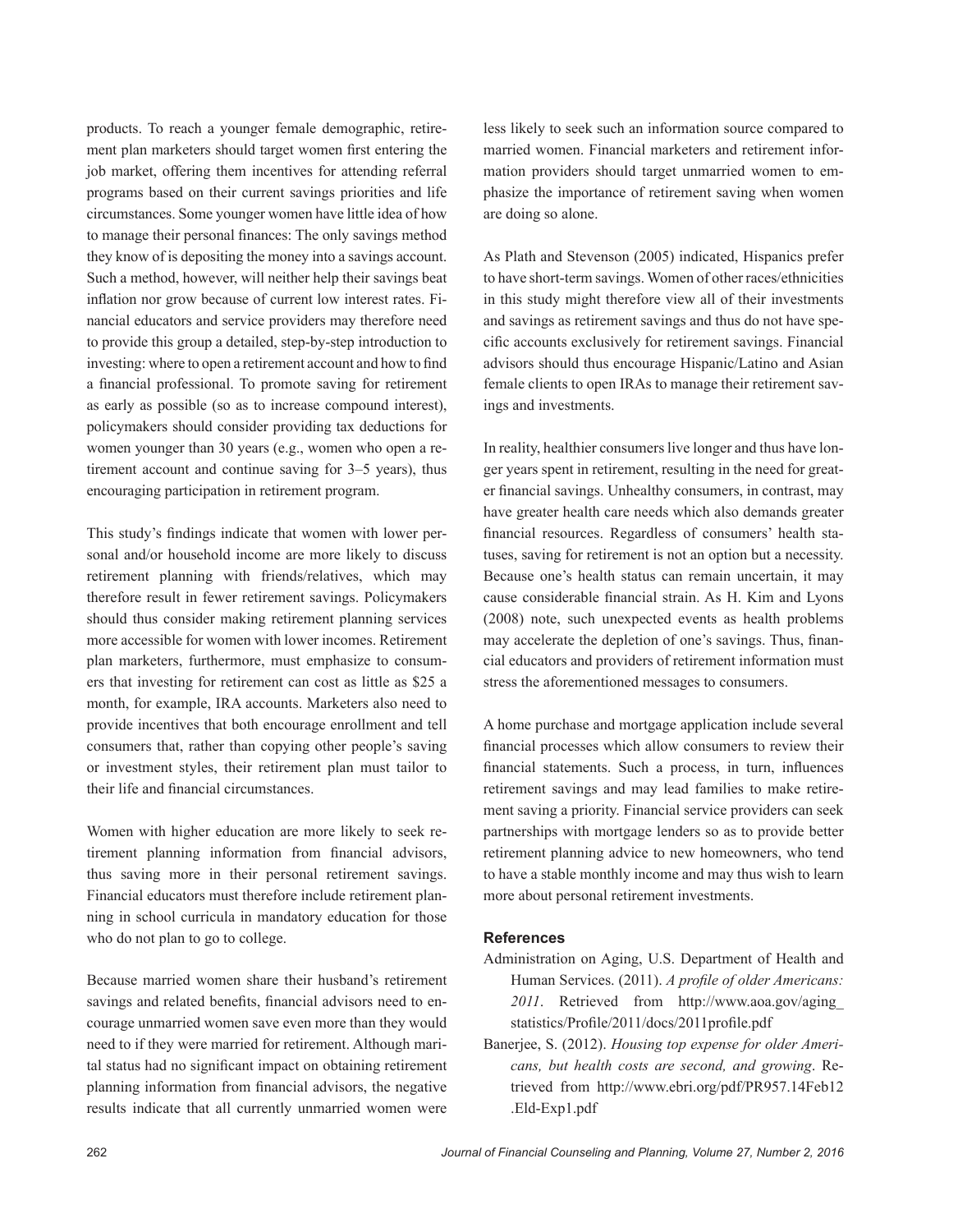products. To reach a younger female demographic, retirement plan marketers should target women first entering the job market, offering them incentives for attending referral programs based on their current savings priorities and life circumstances. Some younger women have little idea of how to manage their personal finances: The only savings method they know of is depositing the money into a savings account. Such a method, however, will neither help their savings beat inflation nor grow because of current low interest rates. Financial educators and service providers may therefore need to provide this group a detailed, step-by-step introduction to investing: where to open a retirement account and how to find a financial professional. To promote saving for retirement as early as possible (so as to increase compound interest), policymakers should consider providing tax deductions for women younger than 30 years (e.g., women who open a retirement account and continue saving for 3–5 years), thus encouraging participation in retirement program.

This study's findings indicate that women with lower personal and/or household income are more likely to discuss retirement planning with friends/relatives, which may therefore result in fewer retirement savings. Policymakers should thus consider making retirement planning services more accessible for women with lower incomes. Retirement plan marketers, furthermore, must emphasize to consumers that investing for retirement can cost as little as $25 a month, for example, IRA accounts. Marketers also need to provide incentives that both encourage enrollment and tell consumers that, rather than copying other people's saving or investment styles, their retirement plan must tailor to their life and financial circumstances.

Women with higher education are more likely to seek retirement planning information from financial advisors, thus saving more in their personal retirement savings. Financial educators must therefore include retirement planning in school curricula in mandatory education for those who do not plan to go to college.

Because married women share their husband's retirement savings and related benefits, financial advisors need to encourage unmarried women save even more than they would need to if they were married for retirement. Although marital status had no significant impact on obtaining retirement planning information from financial advisors, the negative results indicate that all currently unmarried women were less likely to seek such an information source compared to married women. Financial marketers and retirement information providers should target unmarried women to emphasize the importance of retirement saving when women are doing so alone.

As Plath and Stevenson (2005) indicated, Hispanics prefer to have short-term savings. Women of other races/ethnicities in this study might therefore view all of their investments and savings as retirement savings and thus do not have specific accounts exclusively for retirement savings. Financial advisors should thus encourage Hispanic/Latino and Asian female clients to open IRAs to manage their retirement savings and investments.

In reality, healthier consumers live longer and thus have longer years spent in retirement, resulting in the need for greater financial savings. Unhealthy consumers, in contrast, may have greater health care needs which also demands greater financial resources. Regardless of consumers' health statuses, saving for retirement is not an option but a necessity. Because one's health status can remain uncertain, it may cause considerable financial strain. As H. Kim and Lyons (2008) note, such unexpected events as health problems may accelerate the depletion of one's savings. Thus, financial educators and providers of retirement information must stress the aforementioned messages to consumers.

A home purchase and mortgage application include several financial processes which allow consumers to review their financial statements. Such a process, in turn, influences retirement savings and may lead families to make retirement saving a priority. Financial service providers can seek partnerships with mortgage lenders so as to provide better retirement planning advice to new homeowners, who tend to have a stable monthly income and may thus wish to learn more about personal retirement investments.

## References

Administration on Aging, U.S. Department of Health and Human Services. (2011). *A profile of older Americans: 2011*. Retrieved from http://www.aoa.gov/aging_statistics/Profile/2011/docs/2011profile.pdf

Banerjee, S. (2012). *Housing top expense for older Americans, but health costs are second, and growing*. Retrieved from http://www.ebri.org/pdf/PR957.14Feb12.Eld-Exp1.pdf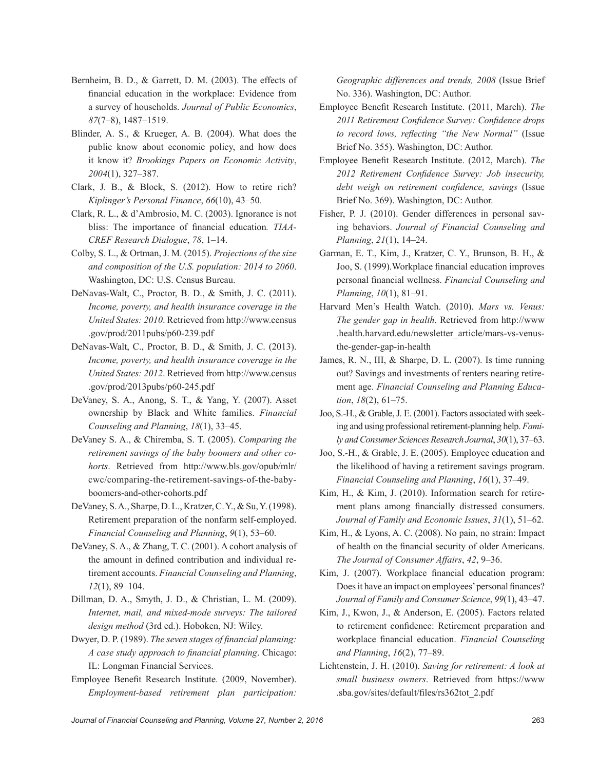Bernheim, B. D., & Garrett, D. M. (2003). The effects of financial education in the workplace: Evidence from a survey of households. *Journal of Public Economics*, *87*(7–8), 1487–1519.

Blinder, A. S., & Krueger, A. B. (2004). What does the public know about economic policy, and how does it know it? *Brookings Papers on Economic Activity*, *2004*(1), 327–387.

Clark, J. B., & Block, S. (2012). How to retire rich? *Kiplinger's Personal Finance*, *66*(10), 43–50.

Clark, R. L., & d'Ambrosio, M. C. (2003). Ignorance is not bliss: The importance of financial education*. TIAA-CREF Research Dialogue*, *78*, 1–14.

Colby, S. L., & Ortman, J. M. (2015). *Projections of the size and composition of the U.S. population: 2014 to 2060*. Washington, DC: U.S. Census Bureau.

DeNavas-Walt, C., Proctor, B. D., & Smith, J. C. (2011). *Income, poverty, and health insurance coverage in the United States: 2010*. Retrieved from http://www.census.gov/prod/2011pubs/p60-239.pdf

DeNavas-Walt, C., Proctor, B. D., & Smith, J. C. (2013). *Income, poverty, and health insurance coverage in the United States: 2012*. Retrieved from http://www.census.gov/prod/2013pubs/p60-245.pdf

DeVaney, S. A., Anong, S. T., & Yang, Y. (2007). Asset ownership by Black and White families. *Financial Counseling and Planning*, *18*(1), 33–45.

DeVaney S. A., & Chiremba, S. T. (2005). *Comparing the retirement savings of the baby boomers and other cohorts*. Retrieved from http://www.bls.gov/opub/mlr/cwc/comparing-the-retirement-savings-of-the-baby-boomers-and-other-cohorts.pdf

DeVaney, S. A., Sharpe, D. L., Kratzer, C. Y., & Su, Y. (1998). Retirement preparation of the nonfarm self-employed. *Financial Counseling and Planning*, *9*(1), 53–60.

DeVaney, S. A., & Zhang, T. C. (2001). A cohort analysis of the amount in defined contribution and individual retirement accounts. *Financial Counseling and Planning*, *12*(1), 89–104.

Dillman, D. A., Smyth, J. D., & Christian, L. M. (2009). *Internet, mail, and mixed-mode surveys: The tailored design method* (3rd ed.). Hoboken, NJ: Wiley.

Dwyer, D. P. (1989). *The seven stages of financial planning: A case study approach to financial planning*. Chicago: IL: Longman Financial Services.

Employee Benefit Research Institute. (2009, November). *Employment-based retirement plan participation: Geographic differences and trends, 2008* (Issue Brief No. 336). Washington, DC: Author.

Employee Benefit Research Institute. (2011, March). *The 2011 Retirement Confidence Survey: Confidence drops to record lows, reflecting "the New Normal"* (Issue Brief No. 355). Washington, DC: Author.

Employee Benefit Research Institute. (2012, March). *The 2012 Retirement Confidence Survey: Job insecurity, debt weigh on retirement confidence, savings* (Issue Brief No. 369). Washington, DC: Author.

Fisher, P. J. (2010). Gender differences in personal saving behaviors. *Journal of Financial Counseling and Planning*, *21*(1), 14–24.

Garman, E. T., Kim, J., Kratzer, C. Y., Brunson, B. H., & Joo, S. (1999).Workplace financial education improves personal financial wellness. *Financial Counseling and Planning*, *10*(1), 81–91.

Harvard Men's Health Watch. (2010). *Mars vs. Venus: The gender gap in health*. Retrieved from http://www.health.harvard.edu/newsletter_article/mars-vs-venus-the-gender-gap-in-health

James, R. N., III, & Sharpe, D. L. (2007). Is time running out? Savings and investments of renters nearing retirement age. *Financial Counseling and Planning Education*, *18*(2), 61–75.

Joo, S.-H., & Grable, J. E. (2001). Factors associated with seeking and using professional retirement-planning help. *Family and Consumer Sciences Research Journal*, *30*(1), 37–63.

Joo, S.-H., & Grable, J. E. (2005). Employee education and the likelihood of having a retirement savings program. *Financial Counseling and Planning*, *16*(1), 37–49.

Kim, H., & Kim, J. (2010). Information search for retirement plans among financially distressed consumers. *Journal of Family and Economic Issues*, *31*(1), 51–62.

Kim, H., & Lyons, A. C. (2008). No pain, no strain: Impact of health on the financial security of older Americans. *The Journal of Consumer Affairs*, *42*, 9–36.

Kim, J. (2007). Workplace financial education program: Does it have an impact on employees' personal finances? *Journal of Family and Consumer Science*, *99*(1), 43–47.

Kim, J., Kwon, J., & Anderson, E. (2005). Factors related to retirement confidence: Retirement preparation and workplace financial education. *Financial Counseling and Planning*, *16*(2), 77–89.

Lichtenstein, J. H. (2010). *Saving for retirement: A look at small business owners*. Retrieved from https://www.sba.gov/sites/default/files/rs362tot_2.pdf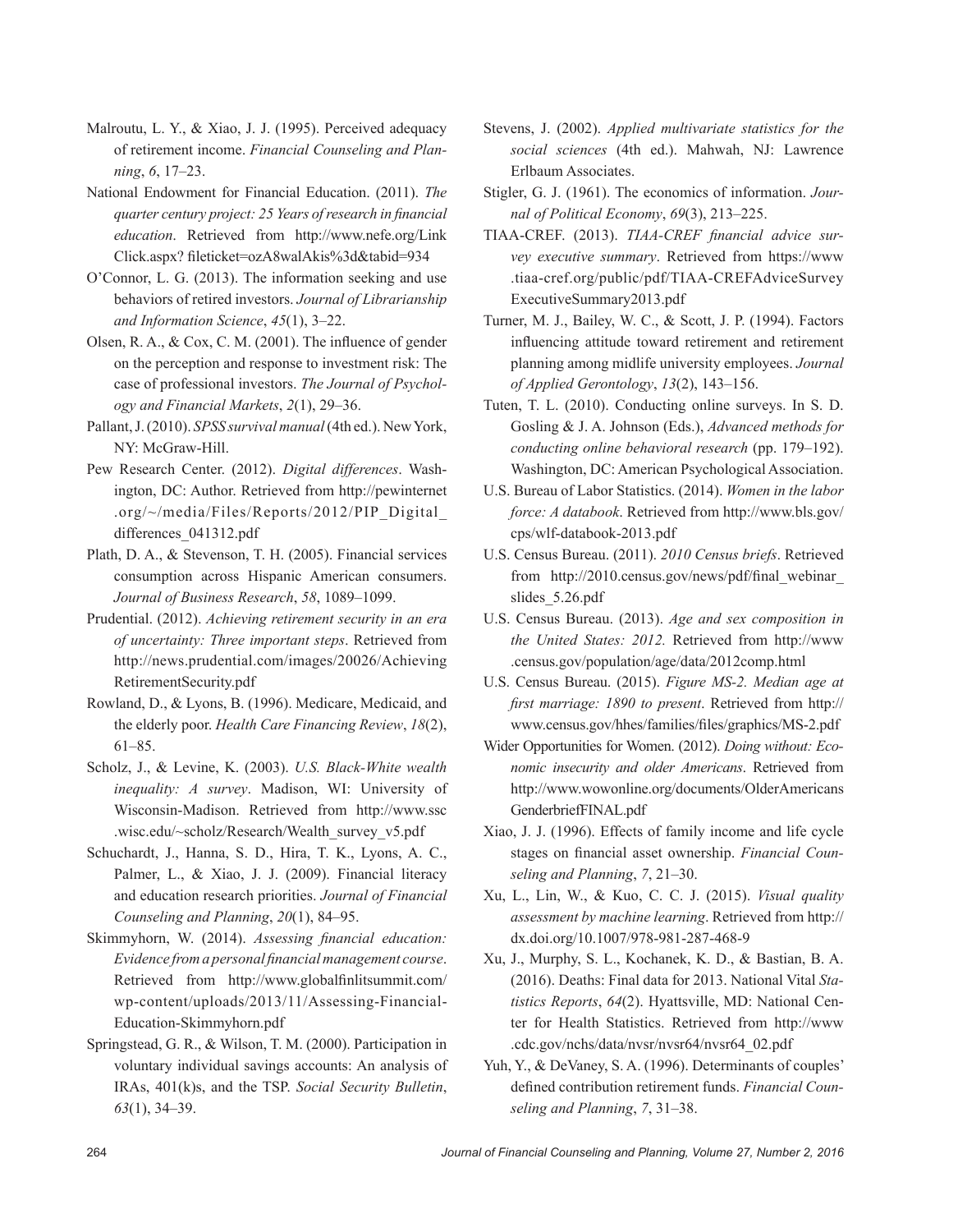Malroutu, L. Y., & Xiao, J. J. (1995). Perceived adequacy of retirement income. *Financial Counseling and Planning*, *6*, 17–23.

National Endowment for Financial Education. (2011). *The quarter century project: 25 Years of research in financial education*. Retrieved from http://www.nefe.org/LinkClick.aspx? fileticket=ozA8walAkis%3d&tabid=934

O'Connor, L. G. (2013). The information seeking and use behaviors of retired investors. *Journal of Librarianship and Information Science*, *45*(1), 3–22.

Olsen, R. A., & Cox, C. M. (2001). The influence of gender on the perception and response to investment risk: The case of professional investors. *The Journal of Psychology and Financial Markets*, *2*(1), 29–36.

Pallant, J. (2010). *SPSS survival manual* (4th ed.). New York, NY: McGraw-Hill.

Pew Research Center. (2012). *Digital differences*. Washington, DC: Author. Retrieved from http://pewinternet.org/~/media/Files/Reports/2012/PIP_Digital_differences_041312.pdf

Plath, D. A., & Stevenson, T. H. (2005). Financial services consumption across Hispanic American consumers. *Journal of Business Research*, *58*, 1089–1099.

Prudential. (2012). *Achieving retirement security in an era of uncertainty: Three important steps*. Retrieved from http://news.prudential.com/images/20026/AchievingRetirementSecurity.pdf

Rowland, D., & Lyons, B. (1996). Medicare, Medicaid, and the elderly poor. *Health Care Financing Review*, *18*(2), 61–85.

Scholz, J., & Levine, K. (2003). *U.S. Black-White wealth inequality: A survey*. Madison, WI: University of Wisconsin-Madison. Retrieved from http://www.ssc.wisc.edu/~scholz/Research/Wealth_survey_v5.pdf

Schuchardt, J., Hanna, S. D., Hira, T. K., Lyons, A. C., Palmer, L., & Xiao, J. J. (2009). Financial literacy and education research priorities. *Journal of Financial Counseling and Planning*, *20*(1), 84–95.

Skimmyhorn, W. (2014). *Assessing financial education: Evidence from a personal financial management course*. Retrieved from http://www.globalfinlitsummit.com/wp-content/uploads/2013/11/Assessing-Financial-Education-Skimmyhorn.pdf

Springstead, G. R., & Wilson, T. M. (2000). Participation in voluntary individual savings accounts: An analysis of IRAs, 401(k)s, and the TSP. *Social Security Bulletin*, *63*(1), 34–39.

Stevens, J. (2002). *Applied multivariate statistics for the social sciences* (4th ed.). Mahwah, NJ: Lawrence Erlbaum Associates.

Stigler, G. J. (1961). The economics of information. *Journal of Political Economy*, *69*(3), 213–225.

TIAA-CREF. (2013). *TIAA-CREF financial advice survey executive summary*. Retrieved from https://www.tiaa-cref.org/public/pdf/TIAA-CREFAdviceSurveyExecutiveSummary2013.pdf

Turner, M. J., Bailey, W. C., & Scott, J. P. (1994). Factors influencing attitude toward retirement and retirement planning among midlife university employees. *Journal of Applied Gerontology*, *13*(2), 143–156.

Tuten, T. L. (2010). Conducting online surveys. In S. D. Gosling & J. A. Johnson (Eds.), *Advanced methods for conducting online behavioral research* (pp. 179–192). Washington, DC: American Psychological Association.

U.S. Bureau of Labor Statistics. (2014). *Women in the labor force: A databook*. Retrieved from http://www.bls.gov/cps/wlf-databook-2013.pdf

U.S. Census Bureau. (2011). *2010 Census briefs*. Retrieved from http://2010.census.gov/news/pdf/final_webinar_slides_5.26.pdf

U.S. Census Bureau. (2013). *Age and sex composition in the United States: 2012.* Retrieved from http://www.census.gov/population/age/data/2012comp.html

U.S. Census Bureau. (2015). *Figure MS-2. Median age at first marriage: 1890 to present*. Retrieved from http://www.census.gov/hhes/families/files/graphics/MS-2.pdf

Wider Opportunities for Women. (2012). *Doing without: Economic insecurity and older Americans*. Retrieved from http://www.wowonline.org/documents/OlderAmericansGenderbriefFINAL.pdf

Xiao, J. J. (1996). Effects of family income and life cycle stages on financial asset ownership. *Financial Counseling and Planning*, *7*, 21–30.

Xu, L., Lin, W., & Kuo, C. C. J. (2015). *Visual quality assessment by machine learning*. Retrieved from http://dx.doi.org/10.1007/978-981-287-468-9

Xu, J., Murphy, S. L., Kochanek, K. D., & Bastian, B. A. (2016). Deaths: Final data for 2013. National Vital *Statistics Reports*, *64*(2). Hyattsville, MD: National Center for Health Statistics. Retrieved from http://www.cdc.gov/nchs/data/nvsr/nvsr64/nvsr64_02.pdf

Yuh, Y., & DeVaney, S. A. (1996). Determinants of couples' defined contribution retirement funds. *Financial Counseling and Planning*, *7*, 31–38.